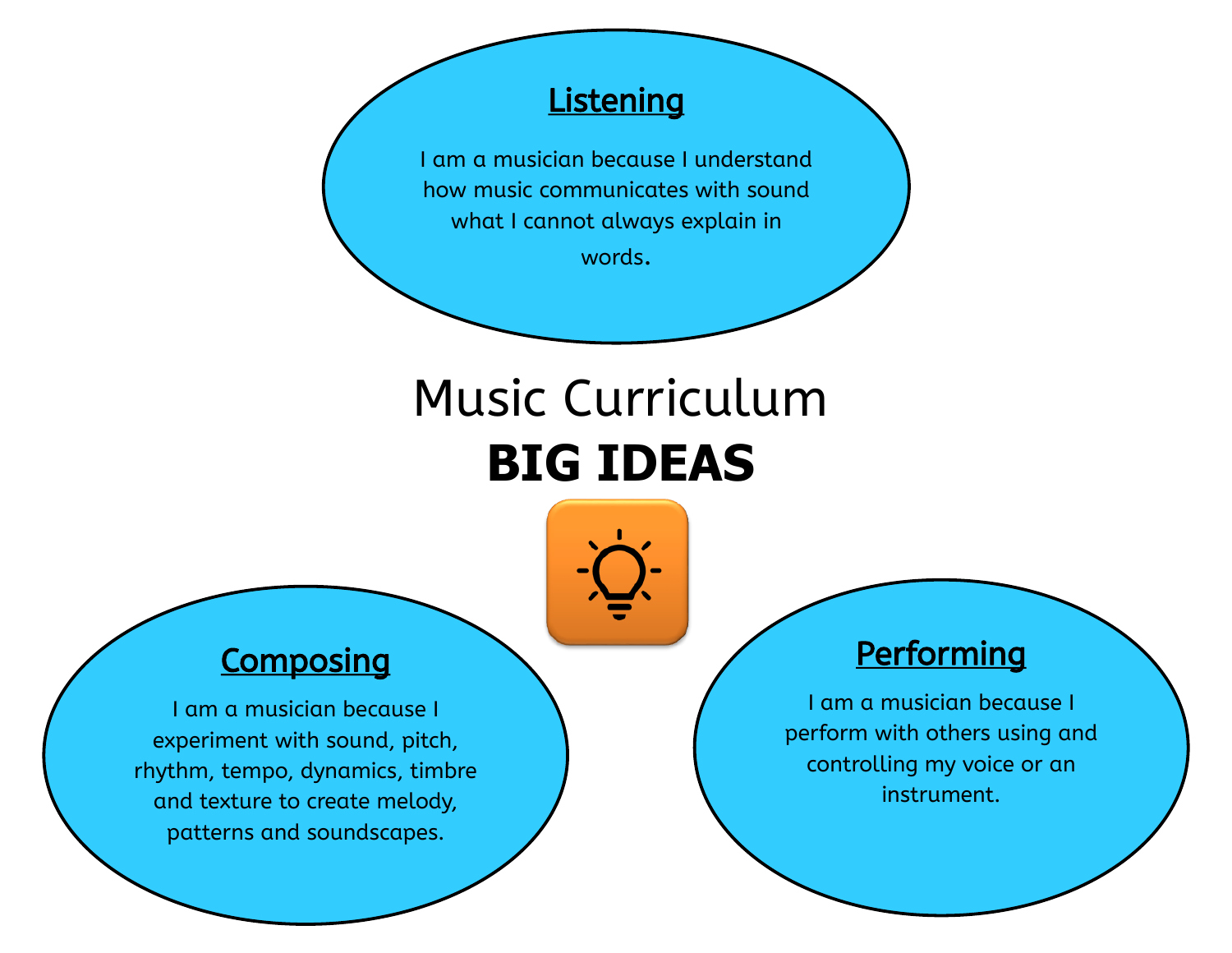# Music Curriculum

## BIG IDEAS

### Listening

I am a musician because I understand how music communicates with sound what I cannot always explain in words.

### Composing

I am a musician because I experiment with sound, pitch, rhythm, tempo, dynamics, timbre and texture to create melody, patterns and soundscapes.

### Performing

I am a musician because I perform with others using and controlling my voice or an instrument.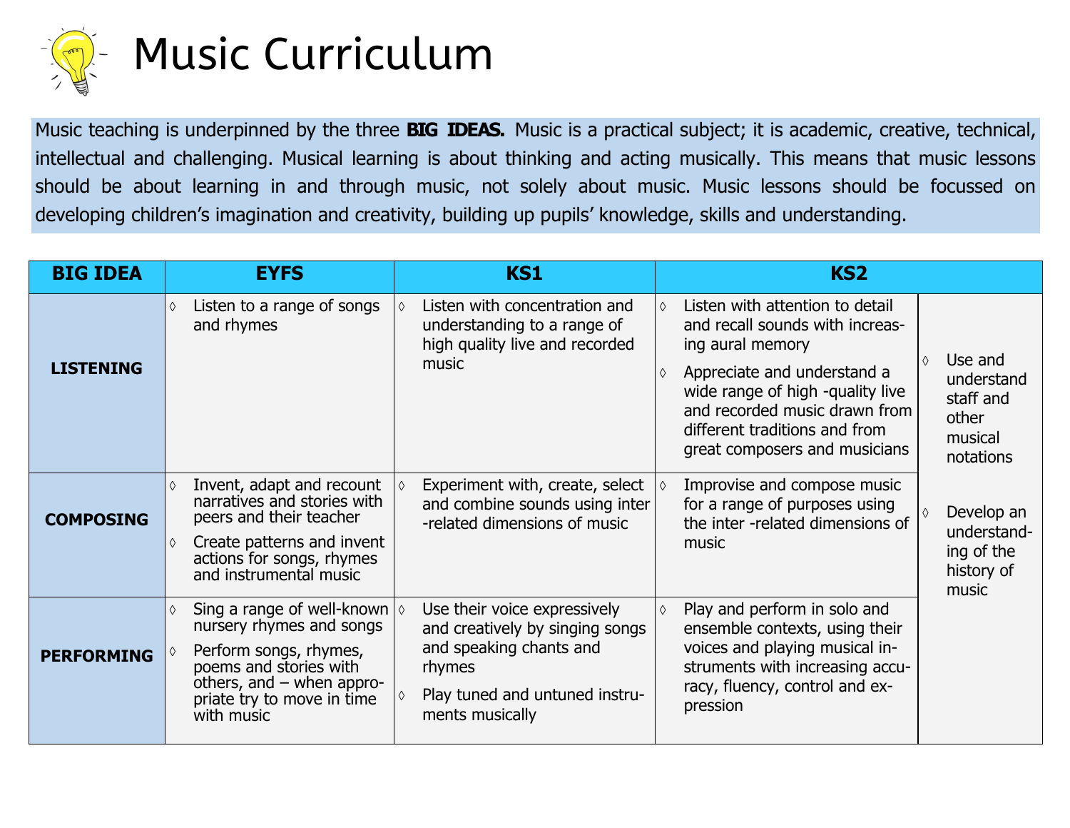# Music Curriculum

Music teaching is underpinned by the three **BIG IDEAS.** Music is a practical subject; it is academic, creative, technical, intellectual and challenging. Musical learning is about thinking and acting musically. This means that music lessons should be about learning in and through music, not solely about music. Music lessons should be focussed on developing children's imagination and creativity, building up pupils' knowledge, skills and understanding.

| BIG IDEA | EYFS | KS1 | KS2 | |
|---|---|---|---|---|
| **LISTENING** | ◊ Listen to a range of songs and rhymes | ◊ Listen with concentration and understanding to a range of high quality live and recorded music | ◊ Listen with attention to detail and recall sounds with increasing aural memory<br>◊ Appreciate and understand a wide range of high -quality live and recorded music drawn from different traditions and from great composers and musicians | ◊ Use and understand staff and other musical notations<br>◊ Develop an understanding of the history of music |
| **COMPOSING** | ◊ Invent, adapt and recount narratives and stories with peers and their teacher<br>◊ Create patterns and invent actions for songs, rhymes and instrumental music | ◊ Experiment with, create, select and combine sounds using inter -related dimensions of music | ◊ Improvise and compose music for a range of purposes using the inter -related dimensions of music | |
| **PERFORMING** | ◊ Sing a range of well-known nursery rhymes and songs<br>◊ Perform songs, rhymes, poems and stories with others, and – when appropriate try to move in time with music | ◊ Use their voice expressively and creatively by singing songs and speaking chants and rhymes<br>◊ Play tuned and untuned instruments musically | ◊ Play and perform in solo and ensemble contexts, using their voices and playing musical instruments with increasing accuracy, fluency, control and expression | |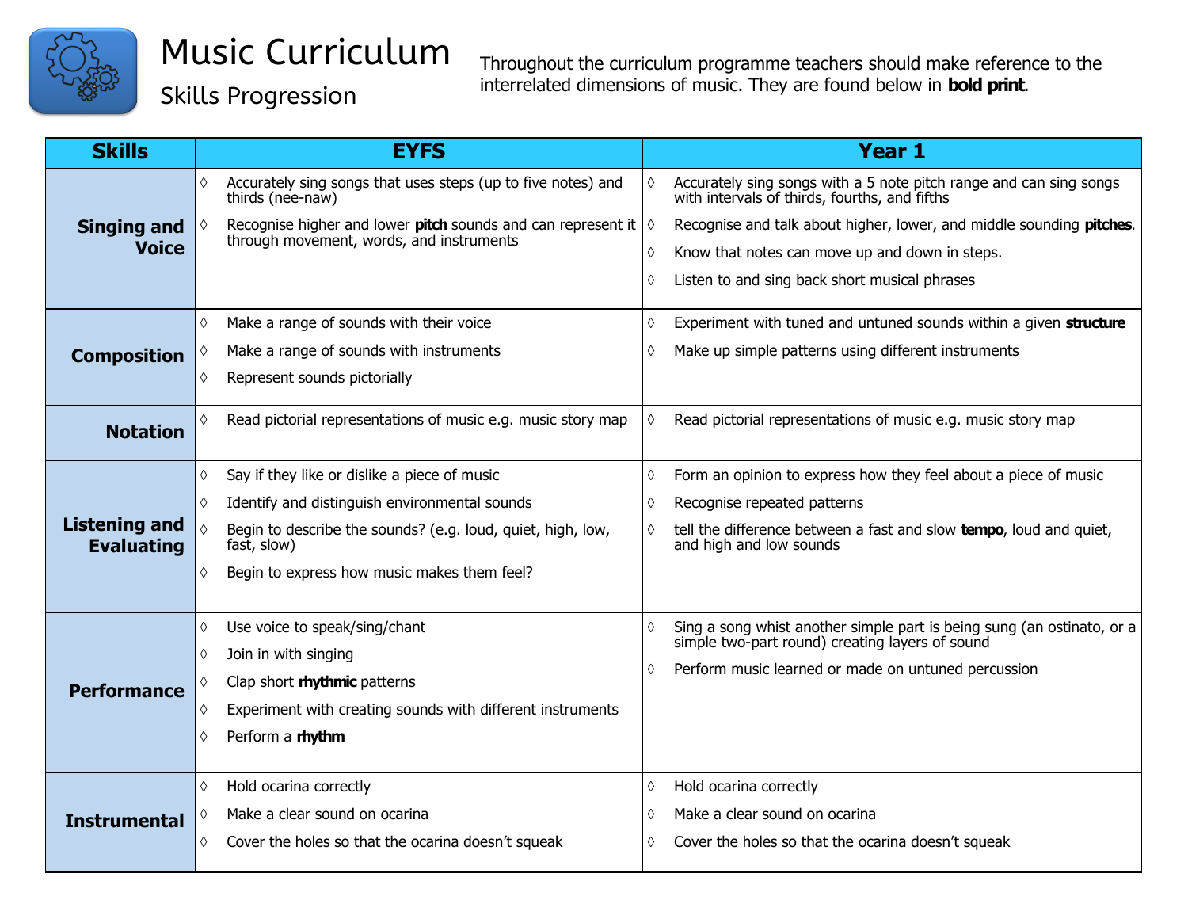# Music Curriculum

## Skills Progression

Throughout the curriculum programme teachers should make reference to the interrelated dimensions of music. They are found below in **bold print**.

| Skills | EYFS | Year 1 |
|---|---|---|
| **Singing and Voice** | ◊ Accurately sing songs that uses steps (up to five notes) and thirds (nee-naw)<br>◊ Recognise higher and lower **pitch** sounds and can represent it through movement, words, and instruments | ◊ Accurately sing songs with a 5 note pitch range and can sing songs with intervals of thirds, fourths, and fifths<br>◊ Recognise and talk about higher, lower, and middle sounding **pitches**.<br>◊ Know that notes can move up and down in steps.<br>◊ Listen to and sing back short musical phrases |
| **Composition** | ◊ Make a range of sounds with their voice<br>◊ Make a range of sounds with instruments<br>◊ Represent sounds pictorially | ◊ Experiment with tuned and untuned sounds within a given **structure**<br>◊ Make up simple patterns using different instruments |
| **Notation** | ◊ Read pictorial representations of music e.g. music story map | ◊ Read pictorial representations of music e.g. music story map |
| **Listening and Evaluating** | ◊ Say if they like or dislike a piece of music<br>◊ Identify and distinguish environmental sounds<br>◊ Begin to describe the sounds? (e.g. loud, quiet, high, low, fast, slow)<br>◊ Begin to express how music makes them feel? | ◊ Form an opinion to express how they feel about a piece of music<br>◊ Recognise repeated patterns<br>◊ tell the difference between a fast and slow **tempo**, loud and quiet, and high and low sounds |
| **Performance** | ◊ Use voice to speak/sing/chant<br>◊ Join in with singing<br>◊ Clap short **rhythmic** patterns<br>◊ Experiment with creating sounds with different instruments<br>◊ Perform a **rhythm** | ◊ Sing a song whist another simple part is being sung (an ostinato, or a simple two-part round) creating layers of sound<br>◊ Perform music learned or made on untuned percussion |
| **Instrumental** | ◊ Hold ocarina correctly<br>◊ Make a clear sound on ocarina<br>◊ Cover the holes so that the ocarina doesn't squeak | ◊ Hold ocarina correctly<br>◊ Make a clear sound on ocarina<br>◊ Cover the holes so that the ocarina doesn't squeak |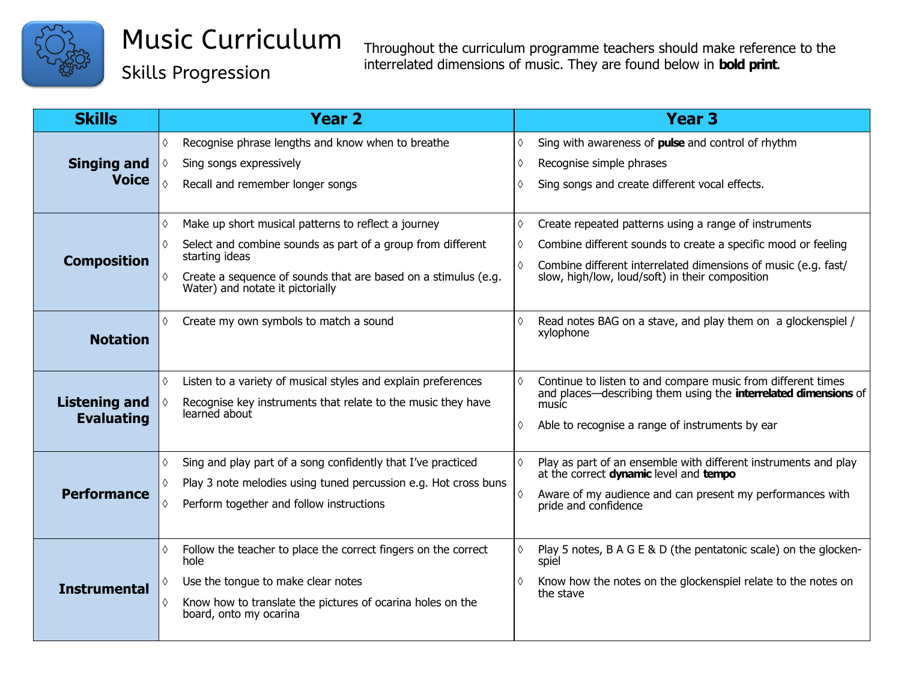# Music Curriculum

## Skills Progression

Throughout the curriculum programme teachers should make reference to the interrelated dimensions of music. They are found below in **bold print**.

| Skills | Year 2 | Year 3 |
|---|---|---|
| **Singing and Voice** | ◊ Recognise phrase lengths and know when to breathe<br>◊ Sing songs expressively<br>◊ Recall and remember longer songs | ◊ Sing with awareness of **pulse** and control of rhythm<br>◊ Recognise simple phrases<br>◊ Sing songs and create different vocal effects. |
| **Composition** | ◊ Make up short musical patterns to reflect a journey<br>◊ Select and combine sounds as part of a group from different starting ideas<br>◊ Create a sequence of sounds that are based on a stimulus (e.g. Water) and notate it pictorially | ◊ Create repeated patterns using a range of instruments<br>◊ Combine different sounds to create a specific mood or feeling<br>◊ Combine different interrelated dimensions of music (e.g. fast/ slow, high/low, loud/soft) in their composition |
| **Notation** | ◊ Create my own symbols to match a sound | ◊ Read notes BAG on a stave, and play them on a glockenspiel / xylophone |
| **Listening and Evaluating** | ◊ Listen to a variety of musical styles and explain preferences<br>◊ Recognise key instruments that relate to the music they have learned about | ◊ Continue to listen to and compare music from different times and places—describing them using the **interrelated dimensions** of music<br>◊ Able to recognise a range of instruments by ear |
| **Performance** | ◊ Sing and play part of a song confidently that I've practiced<br>◊ Play 3 note melodies using tuned percussion e.g. Hot cross buns<br>◊ Perform together and follow instructions | ◊ Play as part of an ensemble with different instruments and play at the correct **dynamic** level and **tempo**<br>◊ Aware of my audience and can present my performances with pride and confidence |
| **Instrumental** | ◊ Follow the teacher to place the correct fingers on the correct hole<br>◊ Use the tongue to make clear notes<br>◊ Know how to translate the pictures of ocarina holes on the board, onto my ocarina | ◊ Play 5 notes, B A G E & D (the pentatonic scale) on the glockenspiel<br>◊ Know how the notes on the glockenspiel relate to the notes on the stave |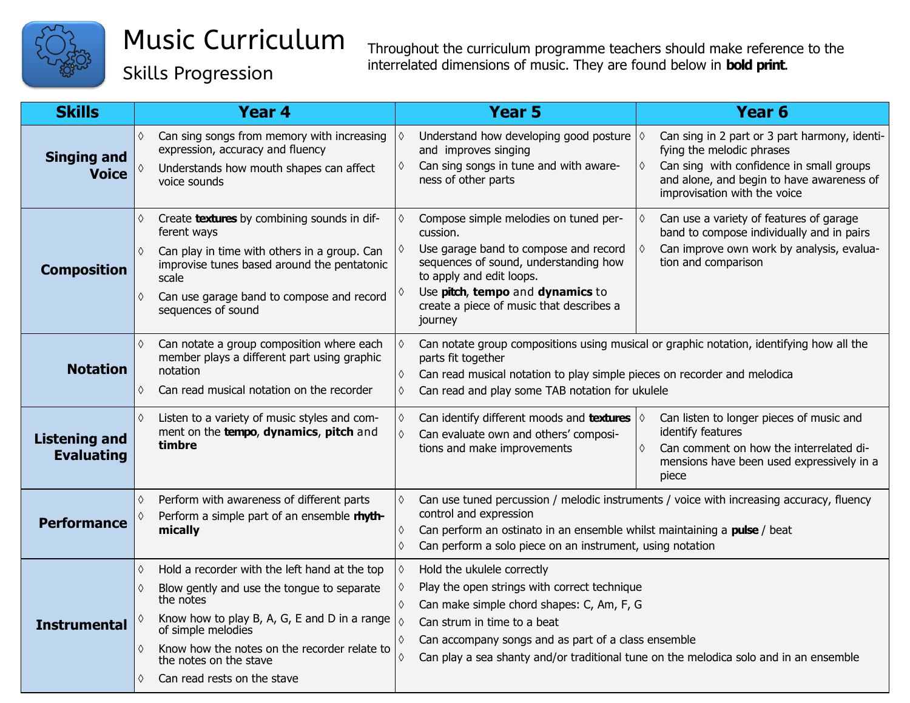# Music Curriculum

## Skills Progression

Throughout the curriculum programme teachers should make reference to the interrelated dimensions of music. They are found below in **bold print**.

| Skills | Year 4 | Year 5 | Year 6 |
|---|---|---|---|
| **Singing and Voice** | ◊ Can sing songs from memory with increasing expression, accuracy and fluency<br>◊ Understands how mouth shapes can affect voice sounds | ◊ Understand how developing good posture and improves singing<br>◊ Can sing songs in tune and with awareness of other parts | ◊ Can sing in 2 part or 3 part harmony, identifying the melodic phrases<br>◊ Can sing with confidence in small groups and alone, and begin to have awareness of improvisation with the voice |
| **Composition** | ◊ Create **textures** by combining sounds in different ways<br>◊ Can play in time with others in a group. Can improvise tunes based around the pentatonic scale<br>◊ Can use garage band to compose and record sequences of sound | ◊ Compose simple melodies on tuned percussion.<br>◊ Use garage band to compose and record sequences of sound, understanding how to apply and edit loops.<br>◊ Use **pitch**, **tempo** and **dynamics** to create a piece of music that describes a journey | ◊ Can use a variety of features of garage band to compose individually and in pairs<br>◊ Can improve own work by analysis, evaluation and comparison |
| **Notation** | ◊ Can notate a group composition where each member plays a different part using graphic notation<br>◊ Can read musical notation on the recorder | ◊ Can notate group compositions using musical or graphic notation, identifying how all the parts fit together<br>◊ Can read musical notation to play simple pieces on recorder and melodica<br>◊ Can read and play some TAB notation for ukulele | |
| **Listening and Evaluating** | ◊ Listen to a variety of music styles and comment on the **tempo**, **dynamics**, **pitch** and **timbre** | ◊ Can identify different moods and **textures**<br>◊ Can evaluate own and others' compositions and make improvements | ◊ Can listen to longer pieces of music and identify features<br>◊ Can comment on how the interrelated dimensions have been used expressively in a piece |
| **Performance** | ◊ Perform with awareness of different parts<br>◊ Perform a simple part of an ensemble **rhythmically** | ◊ Can use tuned percussion / melodic instruments / voice with increasing accuracy, fluency control and expression<br>◊ Can perform an ostinato in an ensemble whilst maintaining a **pulse** / beat<br>◊ Can perform a solo piece on an instrument, using notation | |
| **Instrumental** | ◊ Hold a recorder with the left hand at the top<br>◊ Blow gently and use the tongue to separate the notes<br>◊ Know how to play B, A, G, E and D in a range of simple melodies<br>◊ Know how the notes on the recorder relate to the notes on the stave<br>◊ Can read rests on the stave | ◊ Hold the ukulele correctly<br>◊ Play the open strings with correct technique<br>◊ Can make simple chord shapes: C, Am, F, G<br>◊ Can strum in time to a beat<br>◊ Can accompany songs and as part of a class ensemble<br>◊ Can play a sea shanty and/or traditional tune on the melodica solo and in an ensemble | |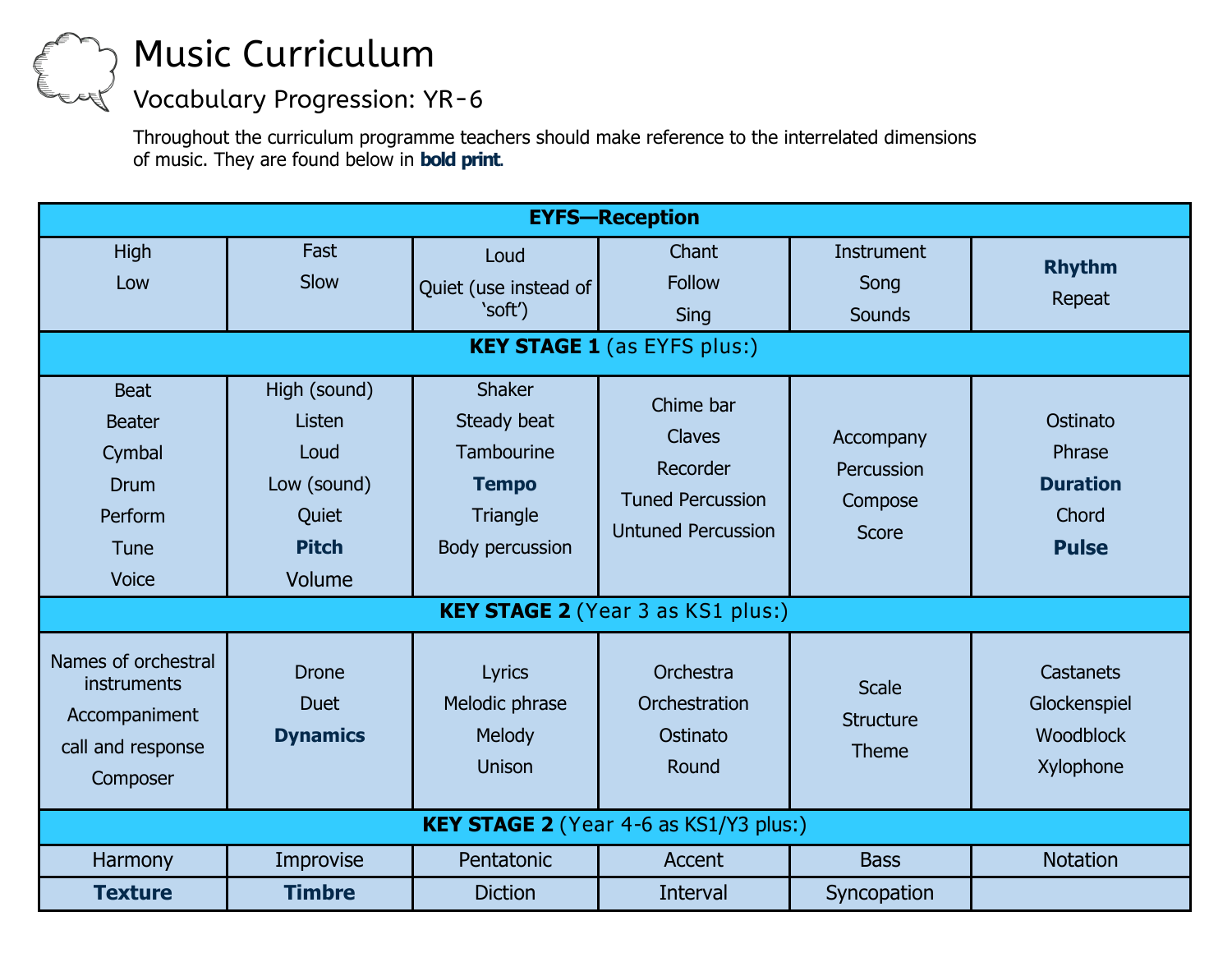# Music Curriculum

## Vocabulary Progression: YR-6

Throughout the curriculum programme teachers should make reference to the interrelated dimensions of music. They are found below in **bold print**.

| **EYFS—Reception** | | | | | |
|---|---|---|---|---|---|
| High<br>Low | Fast<br>Slow | Loud<br>Quiet (use instead of 'soft') | Chant<br>Follow<br>Sing | Instrument<br>Song<br>Sounds | **Rhythm**<br>Repeat |
| **KEY STAGE 1** (as EYFS plus:) | | | | | |
| Beat<br>Beater<br>Cymbal<br>Drum<br>Perform<br>Tune<br>Voice | High (sound)<br>Listen<br>Loud<br>Low (sound)<br>Quiet<br>**Pitch**<br>Volume | Shaker<br>Steady beat<br>Tambourine<br>**Tempo**<br>Triangle<br>Body percussion | Chime bar<br>Claves<br>Recorder<br>Tuned Percussion<br>Untuned Percussion | Accompany<br>Percussion<br>Compose<br>Score | Ostinato<br>Phrase<br>**Duration**<br>Chord<br>**Pulse** |
| **KEY STAGE 2** (Year 3 as KS1 plus:) | | | | | |
| Names of orchestral instruments<br>Accompaniment<br>call and response<br>Composer | Drone<br>Duet<br>**Dynamics** | Lyrics<br>Melodic phrase<br>Melody<br>Unison | Orchestra<br>Orchestration<br>Ostinato<br>Round | Scale<br>Structure<br>Theme | Castanets<br>Glockenspiel<br>Woodblock<br>Xylophone |
| **KEY STAGE 2** (Year 4-6 as KS1/Y3 plus:) | | | | | |
| Harmony | Improvise | Pentatonic | Accent | Bass | Notation |
| **Texture** | **Timbre** | Diction | Interval | Syncopation | |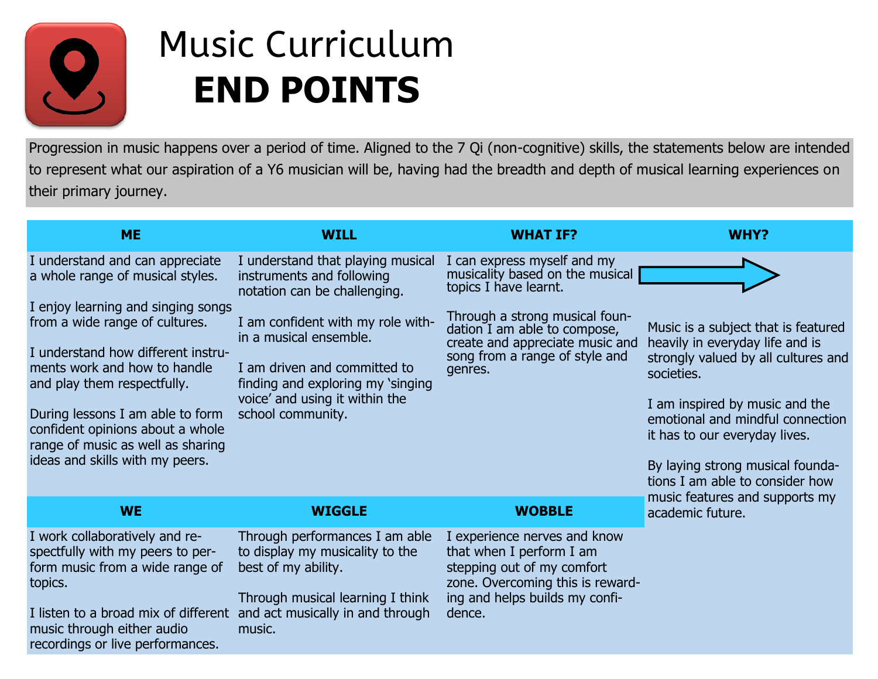# Music Curriculum
# END POINTS

Progression in music happens over a period of time. Aligned to the 7 Qi (non-cognitive) skills, the statements below are intended to represent what our aspiration of a Y6 musician will be, having had the breadth and depth of musical learning experiences on their primary journey.

| ME | WILL | WHAT IF? | WHY? |
|---|---|---|---|
| I understand and can appreciate a whole range of musical styles.<br><br>I enjoy learning and singing songs from a wide range of cultures.<br><br>I understand how different instruments work and how to handle and play them respectfully.<br><br>During lessons I am able to form confident opinions about a whole range of music as well as sharing ideas and skills with my peers. | I understand that playing musical instruments and following notation can be challenging.<br><br>I am confident with my role within a musical ensemble.<br><br>I am driven and committed to finding and exploring my 'singing voice' and using it within the school community. | I can express myself and my musicality based on the musical topics I have learnt.<br><br>Through a strong musical foundation I am able to compose, create and appreciate music and song from a range of style and genres. | Music is a subject that is featured heavily in everyday life and is strongly valued by all cultures and societies.<br><br>I am inspired by music and the emotional and mindful connection it has to our everyday lives.<br><br>By laying strong musical foundations I am able to consider how music features and supports my academic future. |
| **WE** | **WIGGLE** | **WOBBLE** | |
| I work collaboratively and respectfully with my peers to perform music from a wide range of topics.<br><br>I listen to a broad mix of different music through either audio recordings or live performances. | Through performances I am able to display my musicality to the best of my ability.<br><br>Through musical learning I think and act musically in and through music. | I experience nerves and know that when I perform I am stepping out of my comfort zone. Overcoming this is rewarding and helps builds my confidence. | |